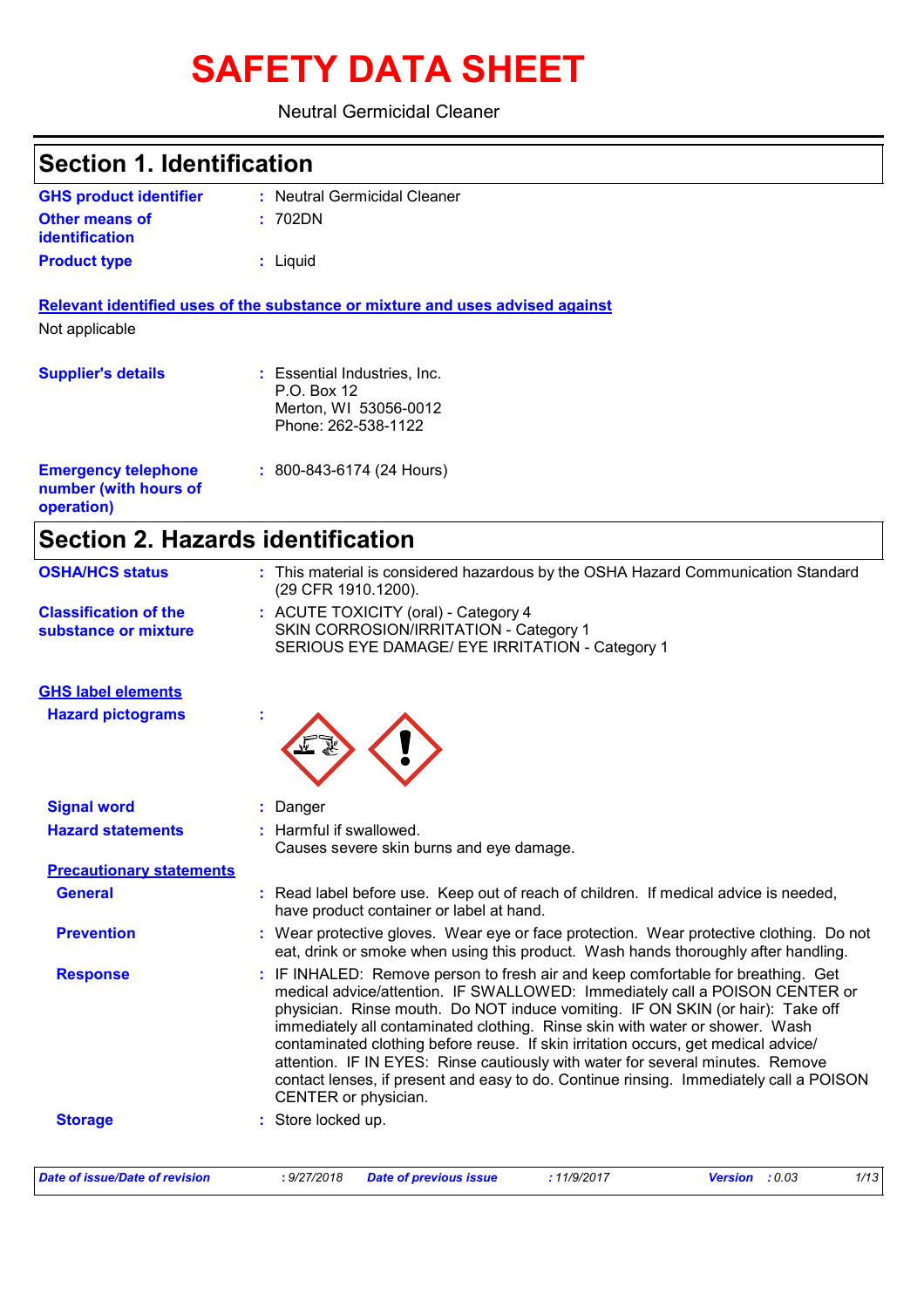# SAFETY DATA SHEET

Neutral Germicidal Cleaner

## Section 1. Identification

| | |
|---|---|
| **GHS product identifier** | : Neutral Germicidal Cleaner |
| **Other means of identification** | : 702DN |
| **Product type** | : Liquid |

**Relevant identified uses of the substance or mixture and uses advised against**

Not applicable

| | |
|---|---|
| **Supplier's details** | : Essential Industries, Inc.<br>P.O. Box 12<br>Merton, WI 53056-0012<br>Phone: 262-538-1122 |
| **Emergency telephone number (with hours of operation)** | : 800-843-6174 (24 Hours) |

## Section 2. Hazards identification

| | |
|---|---|
| **OSHA/HCS status** | : This material is considered hazardous by the OSHA Hazard Communication Standard (29 CFR 1910.1200). |
| **Classification of the substance or mixture** | : ACUTE TOXICITY (oral) - Category 4<br>SKIN CORROSION/IRRITATION - Category 1<br>SERIOUS EYE DAMAGE/ EYE IRRITATION - Category 1 |

**GHS label elements**

**Hazard pictograms** :

| | |
|---|---|
| **Signal word** | : Danger |
| **Hazard statements** | : Harmful if swallowed.<br>Causes severe skin burns and eye damage. |

**Precautionary statements**

| | |
|---|---|
| **General** | : Read label before use. Keep out of reach of children. If medical advice is needed, have product container or label at hand. |
| **Prevention** | : Wear protective gloves. Wear eye or face protection. Wear protective clothing. Do not eat, drink or smoke when using this product. Wash hands thoroughly after handling. |
| **Response** | : IF INHALED: Remove person to fresh air and keep comfortable for breathing. Get medical advice/attention. IF SWALLOWED: Immediately call a POISON CENTER or physician. Rinse mouth. Do NOT induce vomiting. IF ON SKIN (or hair): Take off immediately all contaminated clothing. Rinse skin with water or shower. Wash contaminated clothing before reuse. If skin irritation occurs, get medical advice/ attention. IF IN EYES: Rinse cautiously with water for several minutes. Remove contact lenses, if present and easy to do. Continue rinsing. Immediately call a POISON CENTER or physician. |
| **Storage** | : Store locked up. |

*Date of issue/Date of revision* : 9/27/2018 *Date of previous issue* : 11/9/2017 *Version* : 0.03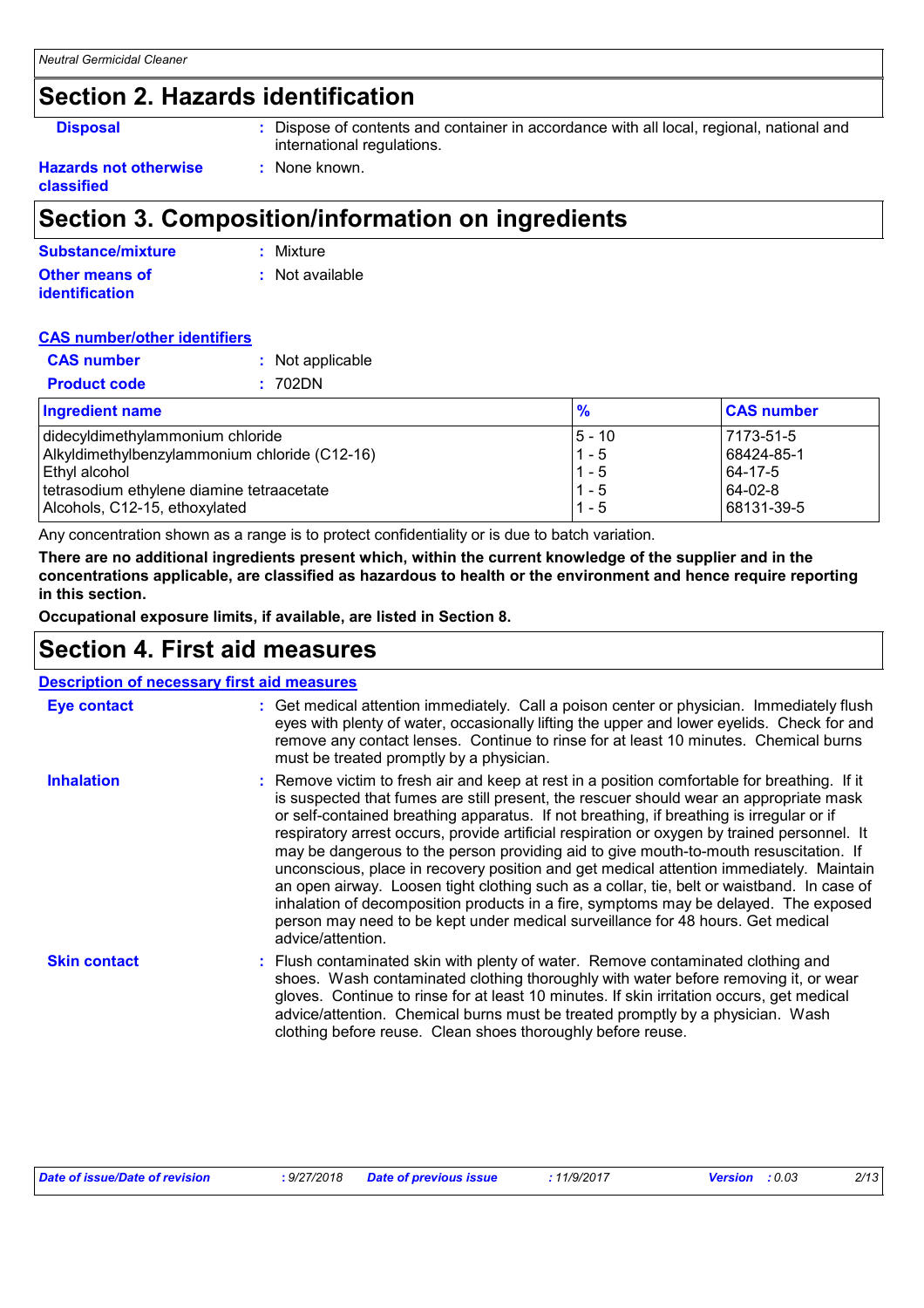## Section 2. Hazards identification

**Disposal** : Dispose of contents and container in accordance with all local, regional, national and international regulations.

**Hazards not otherwise classified** : None known.

## Section 3. Composition/information on ingredients

**Substance/mixture** : Mixture

**Other means of identification** : Not available

**CAS number/other identifiers**

**CAS number** : Not applicable

**Product code** : 702DN

| Ingredient name | % | CAS number |
|---|---|---|
| didecyldimethylammonium chloride | 5 - 10 | 7173-51-5 |
| Alkyldimethylbenzylammonium chloride (C12-16) | 1 - 5 | 68424-85-1 |
| Ethyl alcohol | 1 - 5 | 64-17-5 |
| tetrasodium ethylene diamine tetraacetate | 1 - 5 | 64-02-8 |
| Alcohols, C12-15, ethoxylated | 1 - 5 | 68131-39-5 |

Any concentration shown as a range is to protect confidentiality or is due to batch variation.

**There are no additional ingredients present which, within the current knowledge of the supplier and in the concentrations applicable, are classified as hazardous to health or the environment and hence require reporting in this section.**

**Occupational exposure limits, if available, are listed in Section 8.**

## Section 4. First aid measures

**Description of necessary first aid measures**

**Eye contact** : Get medical attention immediately. Call a poison center or physician. Immediately flush eyes with plenty of water, occasionally lifting the upper and lower eyelids. Check for and remove any contact lenses. Continue to rinse for at least 10 minutes. Chemical burns must be treated promptly by a physician.

**Inhalation** : Remove victim to fresh air and keep at rest in a position comfortable for breathing. If it is suspected that fumes are still present, the rescuer should wear an appropriate mask or self-contained breathing apparatus. If not breathing, if breathing is irregular or if respiratory arrest occurs, provide artificial respiration or oxygen by trained personnel. It may be dangerous to the person providing aid to give mouth-to-mouth resuscitation. If unconscious, place in recovery position and get medical attention immediately. Maintain an open airway. Loosen tight clothing such as a collar, tie, belt or waistband. In case of inhalation of decomposition products in a fire, symptoms may be delayed. The exposed person may need to be kept under medical surveillance for 48 hours. Get medical advice/attention.

**Skin contact** : Flush contaminated skin with plenty of water. Remove contaminated clothing and shoes. Wash contaminated clothing thoroughly with water before removing it, or wear gloves. Continue to rinse for at least 10 minutes. If skin irritation occurs, get medical advice/attention. Chemical burns must be treated promptly by a physician. Wash clothing before reuse. Clean shoes thoroughly before reuse.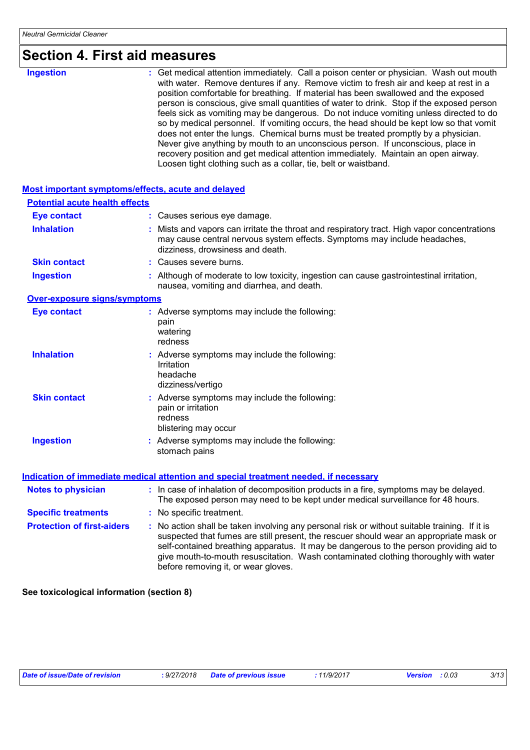## Section 4. First aid measures

**Ingestion** : Get medical attention immediately. Call a poison center or physician. Wash out mouth with water. Remove dentures if any. Remove victim to fresh air and keep at rest in a position comfortable for breathing. If material has been swallowed and the exposed person is conscious, give small quantities of water to drink. Stop if the exposed person feels sick as vomiting may be dangerous. Do not induce vomiting unless directed to do so by medical personnel. If vomiting occurs, the head should be kept low so that vomit does not enter the lungs. Chemical burns must be treated promptly by a physician. Never give anything by mouth to an unconscious person. If unconscious, place in recovery position and get medical attention immediately. Maintain an open airway. Loosen tight clothing such as a collar, tie, belt or waistband.

### Most important symptoms/effects, acute and delayed

#### Potential acute health effects

**Eye contact** : Causes serious eye damage.

**Inhalation** : Mists and vapors can irritate the throat and respiratory tract. High vapor concentrations may cause central nervous system effects. Symptoms may include headaches, dizziness, drowsiness and death.

**Skin contact** : Causes severe burns.

**Ingestion** : Although of moderate to low toxicity, ingestion can cause gastrointestinal irritation, nausea, vomiting and diarrhea, and death.

#### Over-exposure signs/symptoms

**Eye contact** : Adverse symptoms may include the following:
pain
watering
redness

**Inhalation** : Adverse symptoms may include the following:
Irritation
headache
dizziness/vertigo

**Skin contact** : Adverse symptoms may include the following:
pain or irritation
redness
blistering may occur

**Ingestion** : Adverse symptoms may include the following:
stomach pains

### Indication of immediate medical attention and special treatment needed, if necessary

**Notes to physician** : In case of inhalation of decomposition products in a fire, symptoms may be delayed. The exposed person may need to be kept under medical surveillance for 48 hours.

**Specific treatments** : No specific treatment.

**Protection of first-aiders** : No action shall be taken involving any personal risk or without suitable training. If it is suspected that fumes are still present, the rescuer should wear an appropriate mask or self-contained breathing apparatus. It may be dangerous to the person providing aid to give mouth-to-mouth resuscitation. Wash contaminated clothing thoroughly with water before removing it, or wear gloves.

**See toxicological information (section 8)**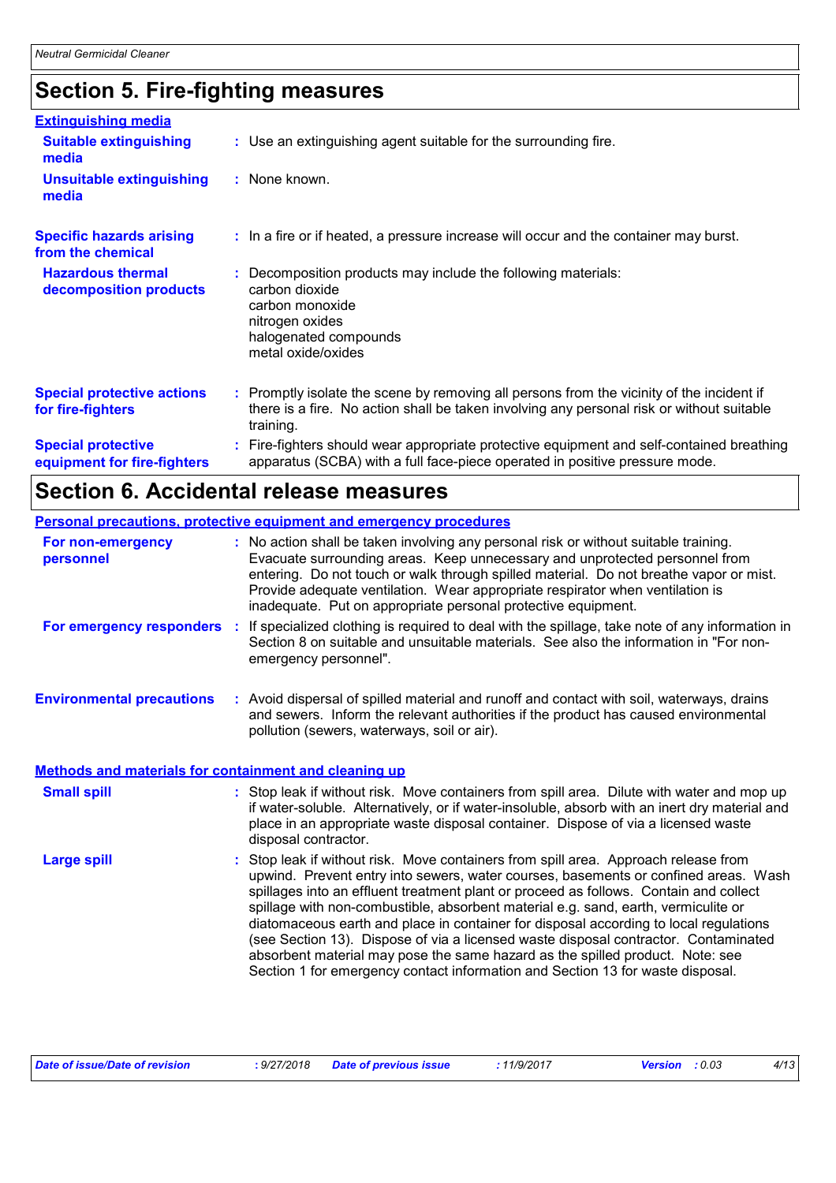## Section 5. Fire-fighting measures

### Extinguishing media

**Suitable extinguishing media** : Use an extinguishing agent suitable for the surrounding fire.

**Unsuitable extinguishing media** : None known.

**Specific hazards arising from the chemical** : In a fire or if heated, a pressure increase will occur and the container may burst.

**Hazardous thermal decomposition products** : Decomposition products may include the following materials:
carbon dioxide
carbon monoxide
nitrogen oxides
halogenated compounds
metal oxide/oxides

**Special protective actions for fire-fighters** : Promptly isolate the scene by removing all persons from the vicinity of the incident if there is a fire. No action shall be taken involving any personal risk or without suitable training.

**Special protective equipment for fire-fighters** : Fire-fighters should wear appropriate protective equipment and self-contained breathing apparatus (SCBA) with a full face-piece operated in positive pressure mode.

## Section 6. Accidental release measures

### Personal precautions, protective equipment and emergency procedures

**For non-emergency personnel** : No action shall be taken involving any personal risk or without suitable training. Evacuate surrounding areas. Keep unnecessary and unprotected personnel from entering. Do not touch or walk through spilled material. Do not breathe vapor or mist. Provide adequate ventilation. Wear appropriate respirator when ventilation is inadequate. Put on appropriate personal protective equipment.

**For emergency responders** : If specialized clothing is required to deal with the spillage, take note of any information in Section 8 on suitable and unsuitable materials. See also the information in "For non-emergency personnel".

**Environmental precautions** : Avoid dispersal of spilled material and runoff and contact with soil, waterways, drains and sewers. Inform the relevant authorities if the product has caused environmental pollution (sewers, waterways, soil or air).

### Methods and materials for containment and cleaning up

**Small spill** : Stop leak if without risk. Move containers from spill area. Dilute with water and mop up if water-soluble. Alternatively, or if water-insoluble, absorb with an inert dry material and place in an appropriate waste disposal container. Dispose of via a licensed waste disposal contractor.

**Large spill** : Stop leak if without risk. Move containers from spill area. Approach release from upwind. Prevent entry into sewers, water courses, basements or confined areas. Wash spillages into an effluent treatment plant or proceed as follows. Contain and collect spillage with non-combustible, absorbent material e.g. sand, earth, vermiculite or diatomaceous earth and place in container for disposal according to local regulations (see Section 13). Dispose of via a licensed waste disposal contractor. Contaminated absorbent material may pose the same hazard as the spilled product. Note: see Section 1 for emergency contact information and Section 13 for waste disposal.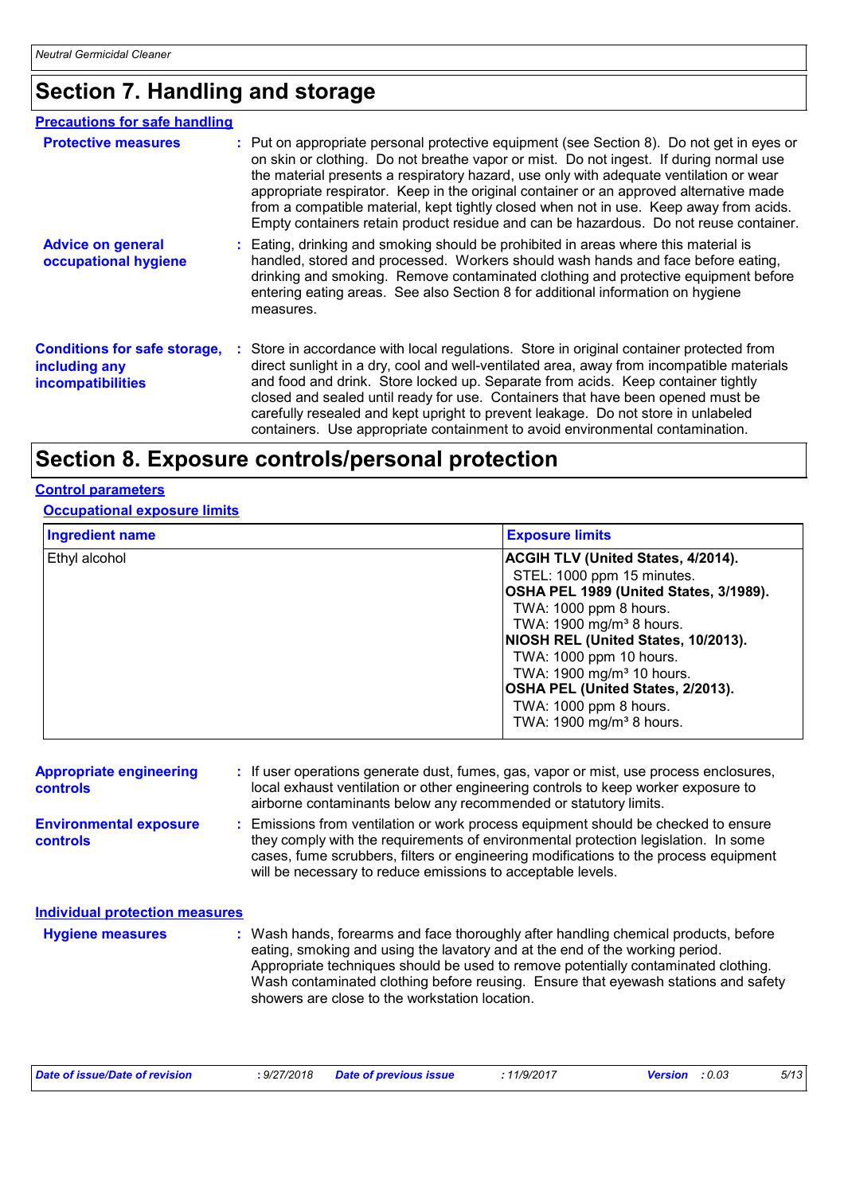## Section 7. Handling and storage

### Precautions for safe handling

**Protective measures** : Put on appropriate personal protective equipment (see Section 8). Do not get in eyes or on skin or clothing. Do not breathe vapor or mist. Do not ingest. If during normal use the material presents a respiratory hazard, use only with adequate ventilation or wear appropriate respirator. Keep in the original container or an approved alternative made from a compatible material, kept tightly closed when not in use. Keep away from acids. Empty containers retain product residue and can be hazardous. Do not reuse container.

**Advice on general occupational hygiene** : Eating, drinking and smoking should be prohibited in areas where this material is handled, stored and processed. Workers should wash hands and face before eating, drinking and smoking. Remove contaminated clothing and protective equipment before entering eating areas. See also Section 8 for additional information on hygiene measures.

**Conditions for safe storage, including any incompatibilities** : Store in accordance with local regulations. Store in original container protected from direct sunlight in a dry, cool and well-ventilated area, away from incompatible materials and food and drink. Store locked up. Separate from acids. Keep container tightly closed and sealed until ready for use. Containers that have been opened must be carefully resealed and kept upright to prevent leakage. Do not store in unlabeled containers. Use appropriate containment to avoid environmental contamination.

## Section 8. Exposure controls/personal protection

### Control parameters

#### Occupational exposure limits

| Ingredient name | Exposure limits |
|---|---|
| Ethyl alcohol | **ACGIH TLV (United States, 4/2014).**<br>STEL: 1000 ppm 15 minutes.<br>**OSHA PEL 1989 (United States, 3/1989).**<br>TWA: 1000 ppm 8 hours.<br>TWA: 1900 mg/m³ 8 hours.<br>**NIOSH REL (United States, 10/2013).**<br>TWA: 1000 ppm 10 hours.<br>TWA: 1900 mg/m³ 10 hours.<br>**OSHA PEL (United States, 2/2013).**<br>TWA: 1000 ppm 8 hours.<br>TWA: 1900 mg/m³ 8 hours. |

**Appropriate engineering controls** : If user operations generate dust, fumes, gas, vapor or mist, use process enclosures, local exhaust ventilation or other engineering controls to keep worker exposure to airborne contaminants below any recommended or statutory limits.

**Environmental exposure controls** : Emissions from ventilation or work process equipment should be checked to ensure they comply with the requirements of environmental protection legislation. In some cases, fume scrubbers, filters or engineering modifications to the process equipment will be necessary to reduce emissions to acceptable levels.

### Individual protection measures

**Hygiene measures** : Wash hands, forearms and face thoroughly after handling chemical products, before eating, smoking and using the lavatory and at the end of the working period. Appropriate techniques should be used to remove potentially contaminated clothing. Wash contaminated clothing before reusing. Ensure that eyewash stations and safety showers are close to the workstation location.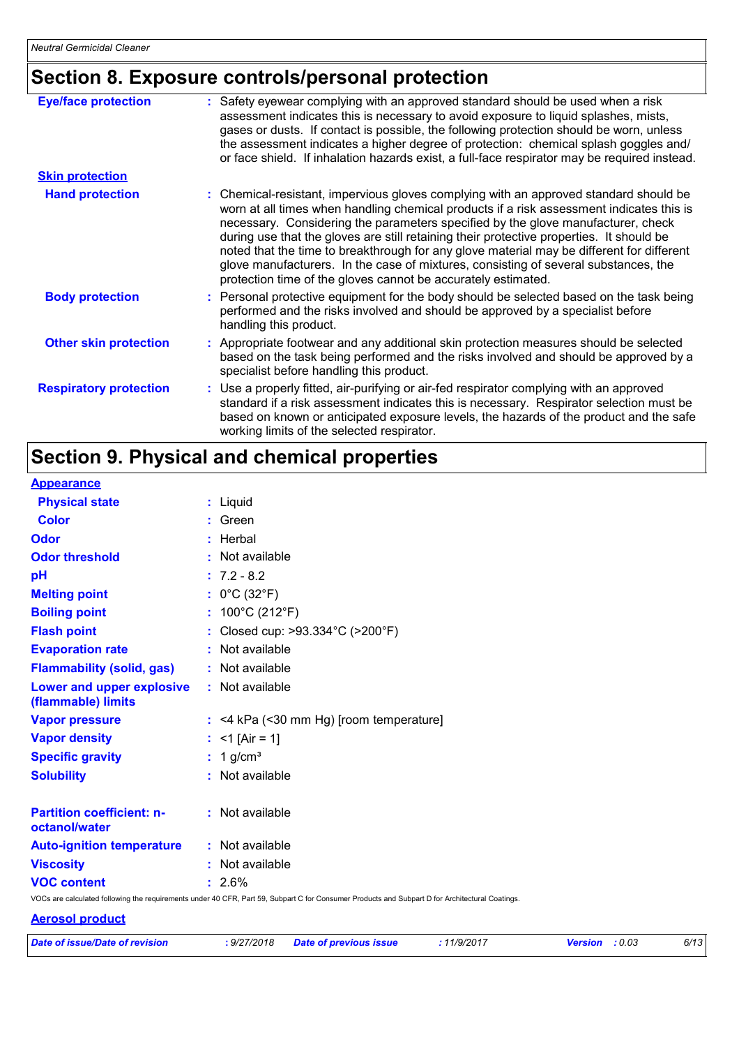## Section 8. Exposure controls/personal protection

**Eye/face protection** : Safety eyewear complying with an approved standard should be used when a risk assessment indicates this is necessary to avoid exposure to liquid splashes, mists, gases or dusts. If contact is possible, the following protection should be worn, unless the assessment indicates a higher degree of protection: chemical splash goggles and/ or face shield. If inhalation hazards exist, a full-face respirator may be required instead.

**Skin protection**

**Hand protection** : Chemical-resistant, impervious gloves complying with an approved standard should be worn at all times when handling chemical products if a risk assessment indicates this is necessary. Considering the parameters specified by the glove manufacturer, check during use that the gloves are still retaining their protective properties. It should be noted that the time to breakthrough for any glove material may be different for different glove manufacturers. In the case of mixtures, consisting of several substances, the protection time of the gloves cannot be accurately estimated.

**Body protection** : Personal protective equipment for the body should be selected based on the task being performed and the risks involved and should be approved by a specialist before handling this product.

**Other skin protection** : Appropriate footwear and any additional skin protection measures should be selected based on the task being performed and the risks involved and should be approved by a specialist before handling this product.

**Respiratory protection** : Use a properly fitted, air-purifying or air-fed respirator complying with an approved standard if a risk assessment indicates this is necessary. Respirator selection must be based on known or anticipated exposure levels, the hazards of the product and the safe working limits of the selected respirator.

## Section 9. Physical and chemical properties

**Appearance**

**Physical state** : Liquid

**Color** : Green

**Odor** : Herbal

**Odor threshold** : Not available

**pH** : 7.2 - 8.2

**Melting point** : 0°C (32°F)

**Boiling point** : 100°C (212°F)

**Flash point** : Closed cup: >93.334°C (>200°F)

**Evaporation rate** : Not available

**Flammability (solid, gas)** : Not available

**Lower and upper explosive (flammable) limits** : Not available

**Vapor pressure** : <4 kPa (<30 mm Hg) [room temperature]

**Vapor density** : <1 [Air = 1]

**Specific gravity** : 1 g/cm³

**Solubility** : Not available

**Partition coefficient: n-octanol/water** : Not available

**Auto-ignition temperature** : Not available

**Viscosity** : Not available

**VOC content** : 2.6%

VOCs are calculated following the requirements under 40 CFR, Part 59, Subpart C for Consumer Products and Subpart D for Architectural Coatings.

**Aerosol product**

*Date of issue/Date of revision : 9/27/2018 Date of previous issue : 11/9/2017 Version : 0.03*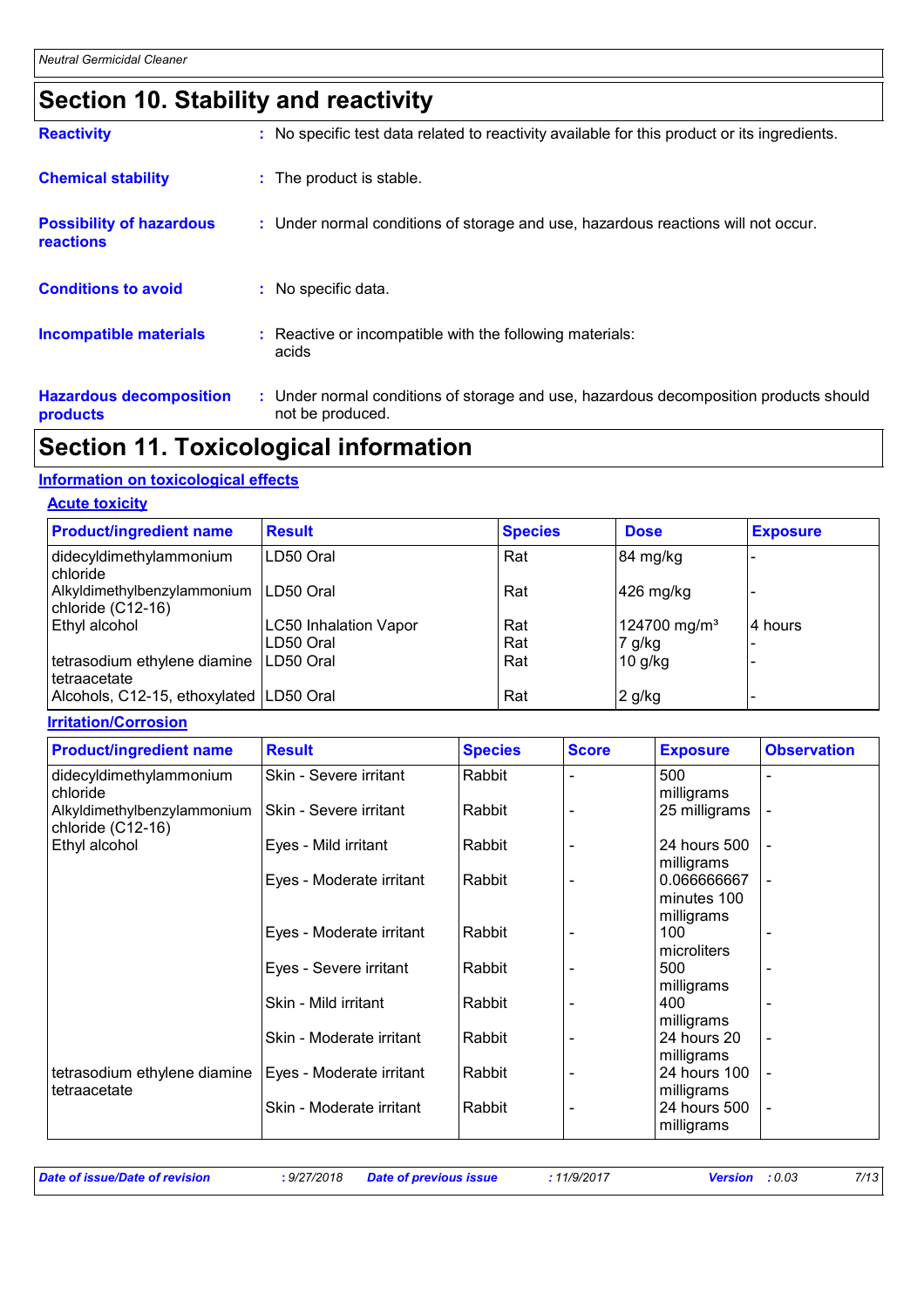# Section 10. Stability and reactivity

**Reactivity** : No specific test data related to reactivity available for this product or its ingredients.

**Chemical stability** : The product is stable.

**Possibility of hazardous reactions** : Under normal conditions of storage and use, hazardous reactions will not occur.

**Conditions to avoid** : No specific data.

**Incompatible materials** : Reactive or incompatible with the following materials: acids

**Hazardous decomposition products** : Under normal conditions of storage and use, hazardous decomposition products should not be produced.

# Section 11. Toxicological information

## Information on toxicological effects

### Acute toxicity

| Product/ingredient name | Result | Species | Dose | Exposure |
| --- | --- | --- | --- | --- |
| didecyldimethylammonium chloride | LD50 Oral | Rat | 84 mg/kg | - |
| Alkyldimethylbenzylammonium chloride (C12-16) | LD50 Oral | Rat | 426 mg/kg | - |
| Ethyl alcohol | LC50 Inhalation Vapor | Rat | 124700 mg/m³ | 4 hours |
| | LD50 Oral | Rat | 7 g/kg | - |
| tetrasodium ethylene diamine tetraacetate | LD50 Oral | Rat | 10 g/kg | - |
| Alcohols, C12-15, ethoxylated | LD50 Oral | Rat | 2 g/kg | - |

### Irritation/Corrosion

| Product/ingredient name | Result | Species | Score | Exposure | Observation |
| --- | --- | --- | --- | --- | --- |
| didecyldimethylammonium chloride | Skin - Severe irritant | Rabbit | - | 500 milligrams | - |
| Alkyldimethylbenzylammonium chloride (C12-16) | Skin - Severe irritant | Rabbit | - | 25 milligrams | - |
| Ethyl alcohol | Eyes - Mild irritant | Rabbit | - | 24 hours 500 milligrams | - |
| | Eyes - Moderate irritant | Rabbit | - | 0.066666667 minutes 100 milligrams | - |
| | Eyes - Moderate irritant | Rabbit | - | 100 microliters | - |
| | Eyes - Severe irritant | Rabbit | - | 500 milligrams | - |
| | Skin - Mild irritant | Rabbit | - | 400 milligrams | - |
| | Skin - Moderate irritant | Rabbit | - | 24 hours 20 milligrams | - |
| tetrasodium ethylene diamine tetraacetate | Eyes - Moderate irritant | Rabbit | - | 24 hours 100 milligrams | - |
| | Skin - Moderate irritant | Rabbit | - | 24 hours 500 milligrams | - |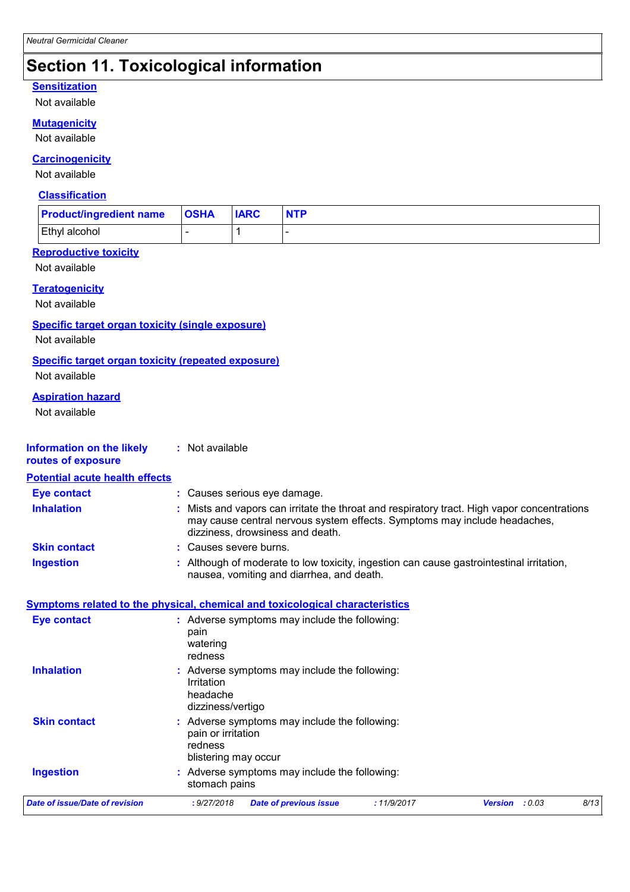# Section 11. Toxicological information

### Sensitization

Not available

### Mutagenicity

Not available

### Carcinogenicity

Not available

#### Classification

| Product/ingredient name | OSHA | IARC | NTP |
|---|---|---|---|
| Ethyl alcohol | - | 1 | - |

### Reproductive toxicity

Not available

### Teratogenicity

Not available

### Specific target organ toxicity (single exposure)

Not available

### Specific target organ toxicity (repeated exposure)

Not available

### Aspiration hazard

Not available

**Information on the likely routes of exposure** : Not available

### Potential acute health effects

**Eye contact** : Causes serious eye damage.

**Inhalation** : Mists and vapors can irritate the throat and respiratory tract. High vapor concentrations may cause central nervous system effects. Symptoms may include headaches, dizziness, drowsiness and death.

**Skin contact** : Causes severe burns.

**Ingestion** : Although of moderate to low toxicity, ingestion can cause gastrointestinal irritation, nausea, vomiting and diarrhea, and death.

### Symptoms related to the physical, chemical and toxicological characteristics

**Eye contact** : Adverse symptoms may include the following:
pain
watering
redness

**Inhalation** : Adverse symptoms may include the following:
Irritation
headache
dizziness/vertigo

**Skin contact** : Adverse symptoms may include the following:
pain or irritation
redness
blistering may occur

**Ingestion** : Adverse symptoms may include the following:
stomach pains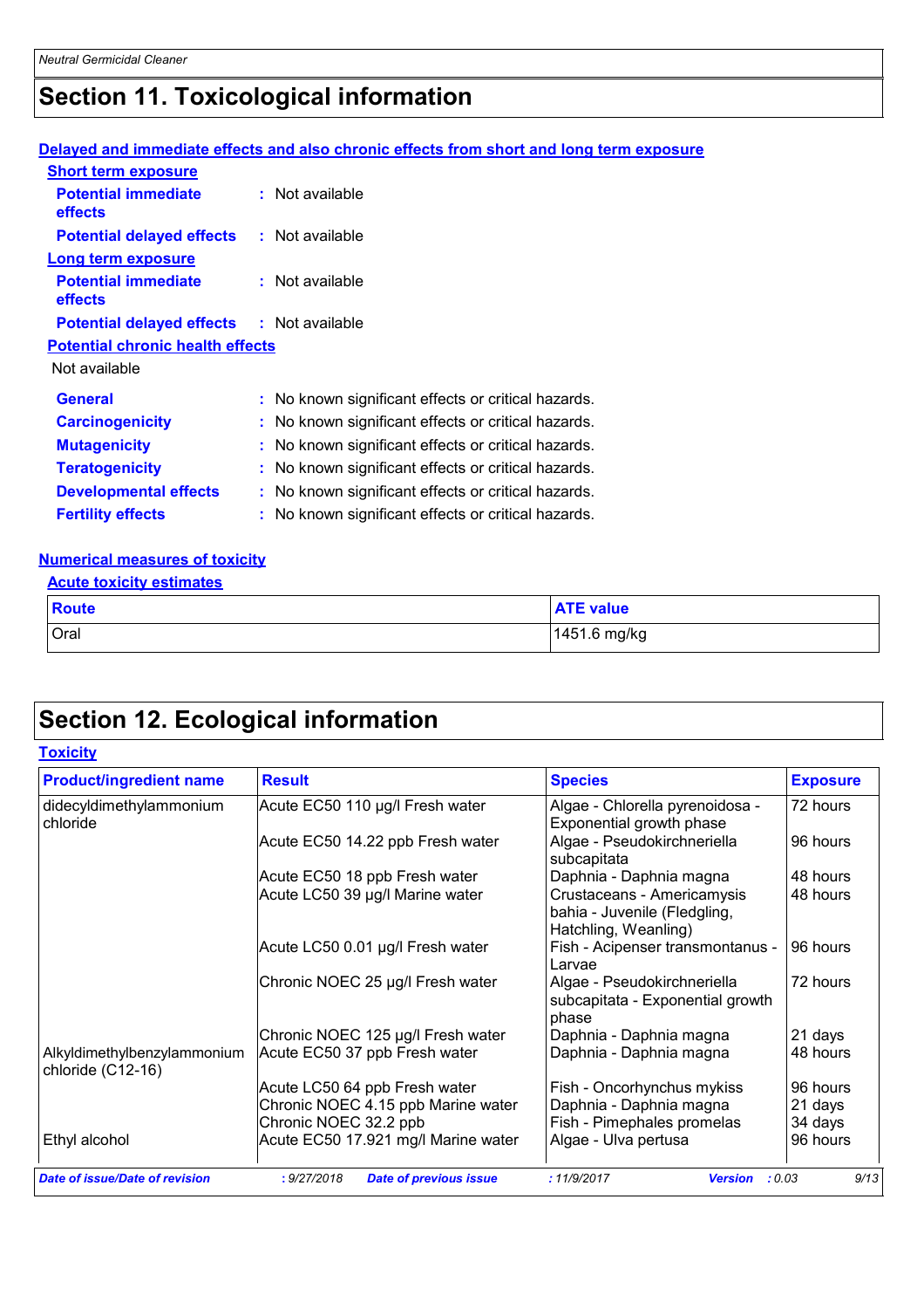# Section 11. Toxicological information

**Delayed and immediate effects and also chronic effects from short and long term exposure**

**Short term exposure**

**Potential immediate effects** : Not available

**Potential delayed effects** : Not available

**Long term exposure**

**Potential immediate effects** : Not available

**Potential delayed effects** : Not available

**Potential chronic health effects**

Not available

**General** : No known significant effects or critical hazards.

**Carcinogenicity** : No known significant effects or critical hazards.

**Mutagenicity** : No known significant effects or critical hazards.

**Teratogenicity** : No known significant effects or critical hazards.

**Developmental effects** : No known significant effects or critical hazards.

**Fertility effects** : No known significant effects or critical hazards.

**Numerical measures of toxicity**

**Acute toxicity estimates**

| Route | ATE value |
|---|---|
| Oral | 1451.6 mg/kg |

# Section 12. Ecological information

**Toxicity**

| Product/ingredient name | Result | Species | Exposure |
|---|---|---|---|
| didecyldimethylammonium chloride | Acute EC50 110 µg/l Fresh water | Algae - Chlorella pyrenoidosa - Exponential growth phase | 72 hours |
| | Acute EC50 14.22 ppb Fresh water | Algae - Pseudokirchneriella subcapitata | 96 hours |
| | Acute EC50 18 ppb Fresh water | Daphnia - Daphnia magna | 48 hours |
| | Acute LC50 39 µg/l Marine water | Crustaceans - Americamysis bahia - Juvenile (Fledgling, Hatchling, Weanling) | 48 hours |
| | Acute LC50 0.01 µg/l Fresh water | Fish - Acipenser transmontanus - Larvae | 96 hours |
| | Chronic NOEC 25 µg/l Fresh water | Algae - Pseudokirchneriella subcapitata - Exponential growth phase | 72 hours |
| | Chronic NOEC 125 µg/l Fresh water | Daphnia - Daphnia magna | 21 days |
| Alkyldimethylbenzylammonium chloride (C12-16) | Acute EC50 37 ppb Fresh water | Daphnia - Daphnia magna | 48 hours |
| | Acute LC50 64 ppb Fresh water | Fish - Oncorhynchus mykiss | 96 hours |
| | Chronic NOEC 4.15 ppb Marine water | Daphnia - Daphnia magna | 21 days |
| | Chronic NOEC 32.2 ppb | Fish - Pimephales promelas | 34 days |
| Ethyl alcohol | Acute EC50 17.921 mg/l Marine water | Algae - Ulva pertusa | 96 hours |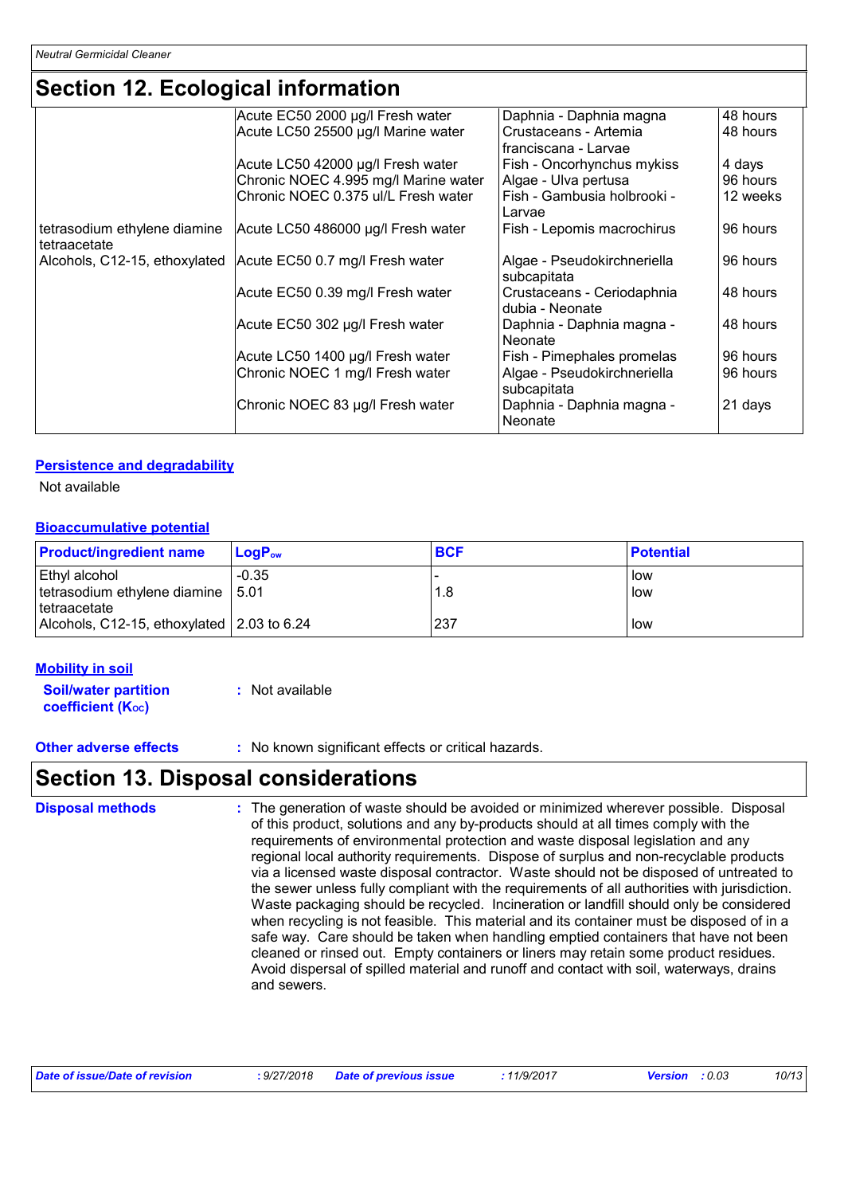# Section 12. Ecological information

| | | | |
|---|---|---|---|
| | Acute EC50 2000 µg/l Fresh water | Daphnia - Daphnia magna | 48 hours |
| | Acute LC50 25500 µg/l Marine water | Crustaceans - Artemia franciscana - Larvae | 48 hours |
| | Acute LC50 42000 µg/l Fresh water | Fish - Oncorhynchus mykiss | 4 days |
| | Chronic NOEC 4.995 mg/l Marine water | Algae - Ulva pertusa | 96 hours |
| | Chronic NOEC 0.375 ul/L Fresh water | Fish - Gambusia holbrooki - Larvae | 12 weeks |
| tetrasodium ethylene diamine tetraacetate | Acute LC50 486000 µg/l Fresh water | Fish - Lepomis macrochirus | 96 hours |
| Alcohols, C12-15, ethoxylated | Acute EC50 0.7 mg/l Fresh water | Algae - Pseudokirchneriella subcapitata | 96 hours |
| | Acute EC50 0.39 mg/l Fresh water | Crustaceans - Ceriodaphnia dubia - Neonate | 48 hours |
| | Acute EC50 302 µg/l Fresh water | Daphnia - Daphnia magna - Neonate | 48 hours |
| | Acute LC50 1400 µg/l Fresh water | Fish - Pimephales promelas | 96 hours |
| | Chronic NOEC 1 mg/l Fresh water | Algae - Pseudokirchneriella subcapitata | 96 hours |
| | Chronic NOEC 83 µg/l Fresh water | Daphnia - Daphnia magna - Neonate | 21 days |

**Persistence and degradability**

Not available

**Bioaccumulative potential**

| Product/ingredient name | $LogP_{ow}$ | BCF | Potential |
|---|---|---|---|
| Ethyl alcohol | -0.35 | - | low |
| tetrasodium ethylene diamine tetraacetate | 5.01 | 1.8 | low |
| Alcohols, C12-15, ethoxylated | 2.03 to 6.24 | 237 | low |

**Mobility in soil**

**Soil/water partition coefficient ($K_{OC}$)** : Not available

**Other adverse effects** : No known significant effects or critical hazards.

# Section 13. Disposal considerations

**Disposal methods** : The generation of waste should be avoided or minimized wherever possible. Disposal of this product, solutions and any by-products should at all times comply with the requirements of environmental protection and waste disposal legislation and any regional local authority requirements. Dispose of surplus and non-recyclable products via a licensed waste disposal contractor. Waste should not be disposed of untreated to the sewer unless fully compliant with the requirements of all authorities with jurisdiction. Waste packaging should be recycled. Incineration or landfill should only be considered when recycling is not feasible. This material and its container must be disposed of in a safe way. Care should be taken when handling emptied containers that have not been cleaned or rinsed out. Empty containers or liners may retain some product residues. Avoid dispersal of spilled material and runoff and contact with soil, waterways, drains and sewers.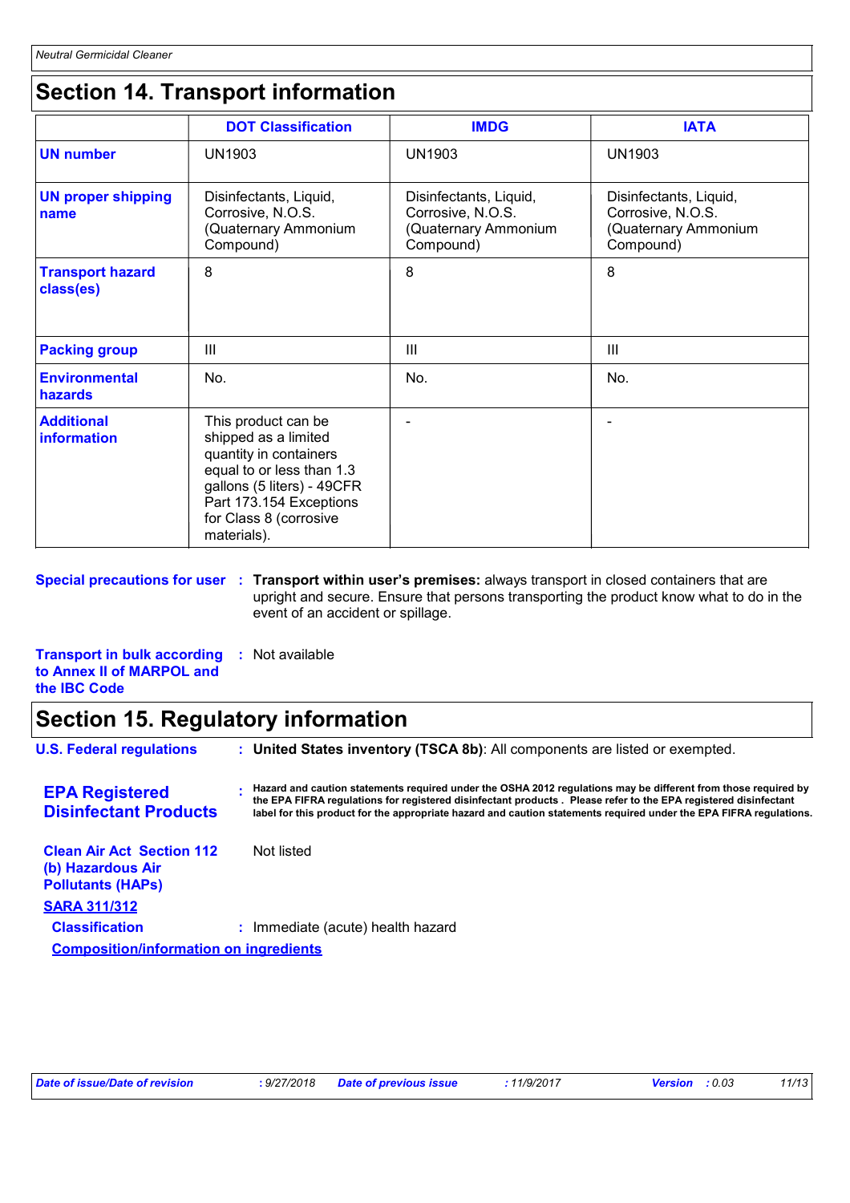## Section 14. Transport information

| | DOT Classification | IMDG | IATA |
|---|---|---|---|
| **UN number** | UN1903 | UN1903 | UN1903 |
| **UN proper shipping name** | Disinfectants, Liquid, Corrosive, N.O.S. (Quaternary Ammonium Compound) | Disinfectants, Liquid, Corrosive, N.O.S. (Quaternary Ammonium Compound) | Disinfectants, Liquid, Corrosive, N.O.S. (Quaternary Ammonium Compound) |
| **Transport hazard class(es)** | 8 | 8 | 8 |
| **Packing group** | III | III | III |
| **Environmental hazards** | No. | No. | No. |
| **Additional information** | This product can be shipped as a limited quantity in containers equal to or less than 1.3 gallons (5 liters) - 49CFR Part 173.154 Exceptions for Class 8 (corrosive materials). | - | - |

**Special precautions for user** : **Transport within user's premises:** always transport in closed containers that are upright and secure. Ensure that persons transporting the product know what to do in the event of an accident or spillage.

**Transport in bulk according to Annex II of MARPOL and the IBC Code** : Not available

## Section 15. Regulatory information

**U.S. Federal regulations** : **United States inventory (TSCA 8b)**: All components are listed or exempted.

**EPA Registered Disinfectant Products** : **Hazard and caution statements required under the OSHA 2012 regulations may be different from those required by the EPA FIFRA regulations for registered disinfectant products . Please refer to the EPA registered disinfectant label for this product for the appropriate hazard and caution statements required under the EPA FIFRA regulations.**

**Clean Air Act Section 112 (b) Hazardous Air Pollutants (HAPs)** Not listed

**SARA 311/312**

**Classification** : Immediate (acute) health hazard

**Composition/information on ingredients**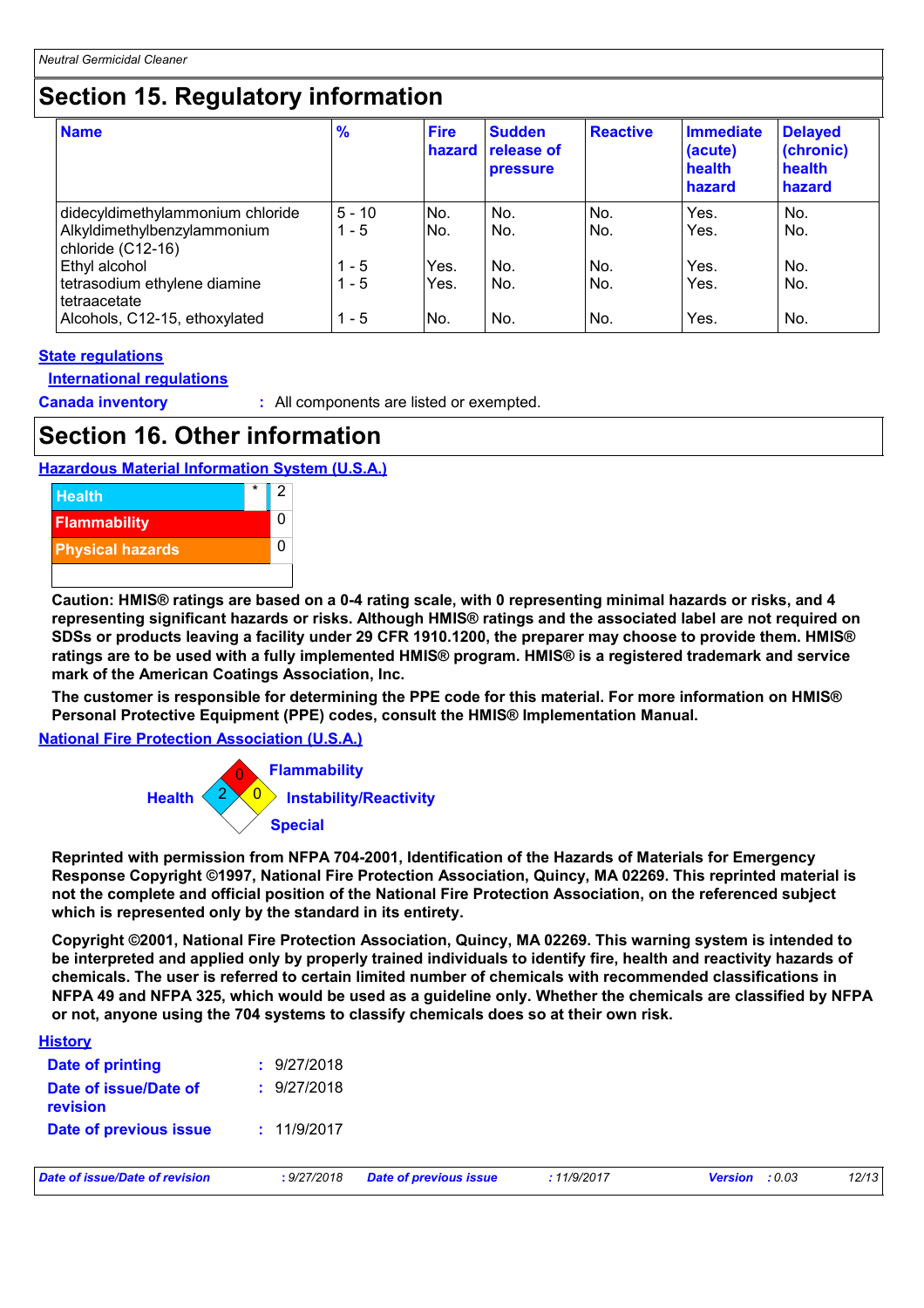## Section 15. Regulatory information

| Name | % | Fire hazard | Sudden release of pressure | Reactive | Immediate (acute) health hazard | Delayed (chronic) health hazard |
|---|---|---|---|---|---|---|
| didecyldimethylammonium chloride | 5 - 10 | No. | No. | No. | Yes. | No. |
| Alkyldimethylbenzylammonium chloride (C12-16) | 1 - 5 | No. | No. | No. | Yes. | No. |
| Ethyl alcohol | 1 - 5 | Yes. | No. | No. | Yes. | No. |
| tetrasodium ethylene diamine tetraacetate | 1 - 5 | Yes. | No. | No. | Yes. | No. |
| Alcohols, C12-15, ethoxylated | 1 - 5 | No. | No. | No. | Yes. | No. |

**State regulations**

**International regulations**

**Canada inventory** : All components are listed or exempted.

## Section 16. Other information

**Hazardous Material Information System (U.S.A.)**

| | | |
|---|---|---|
| Health | * | 2 |
| Flammability | | 0 |
| Physical hazards | | 0 |

**Caution: HMIS® ratings are based on a 0-4 rating scale, with 0 representing minimal hazards or risks, and 4 representing significant hazards or risks. Although HMIS® ratings and the associated label are not required on SDSs or products leaving a facility under 29 CFR 1910.1200, the preparer may choose to provide them. HMIS® ratings are to be used with a fully implemented HMIS® program. HMIS® is a registered trademark and service mark of the American Coatings Association, Inc.**

**The customer is responsible for determining the PPE code for this material. For more information on HMIS® Personal Protective Equipment (PPE) codes, consult the HMIS® Implementation Manual.**

**National Fire Protection Association (U.S.A.)**

Health: 2
Flammability: 0
Instability/Reactivity: 0
Special

**Reprinted with permission from NFPA 704-2001, Identification of the Hazards of Materials for Emergency Response Copyright ©1997, National Fire Protection Association, Quincy, MA 02269. This reprinted material is not the complete and official position of the National Fire Protection Association, on the referenced subject which is represented only by the standard in its entirety.**

**Copyright ©2001, National Fire Protection Association, Quincy, MA 02269. This warning system is intended to be interpreted and applied only by properly trained individuals to identify fire, health and reactivity hazards of chemicals. The user is referred to certain limited number of chemicals with recommended classifications in NFPA 49 and NFPA 325, which would be used as a guideline only. Whether the chemicals are classified by NFPA or not, anyone using the 704 systems to classify chemicals does so at their own risk.**

**History**

**Date of printing** : 9/27/2018

**Date of issue/Date of revision** : 9/27/2018

**Date of previous issue** : 11/9/2017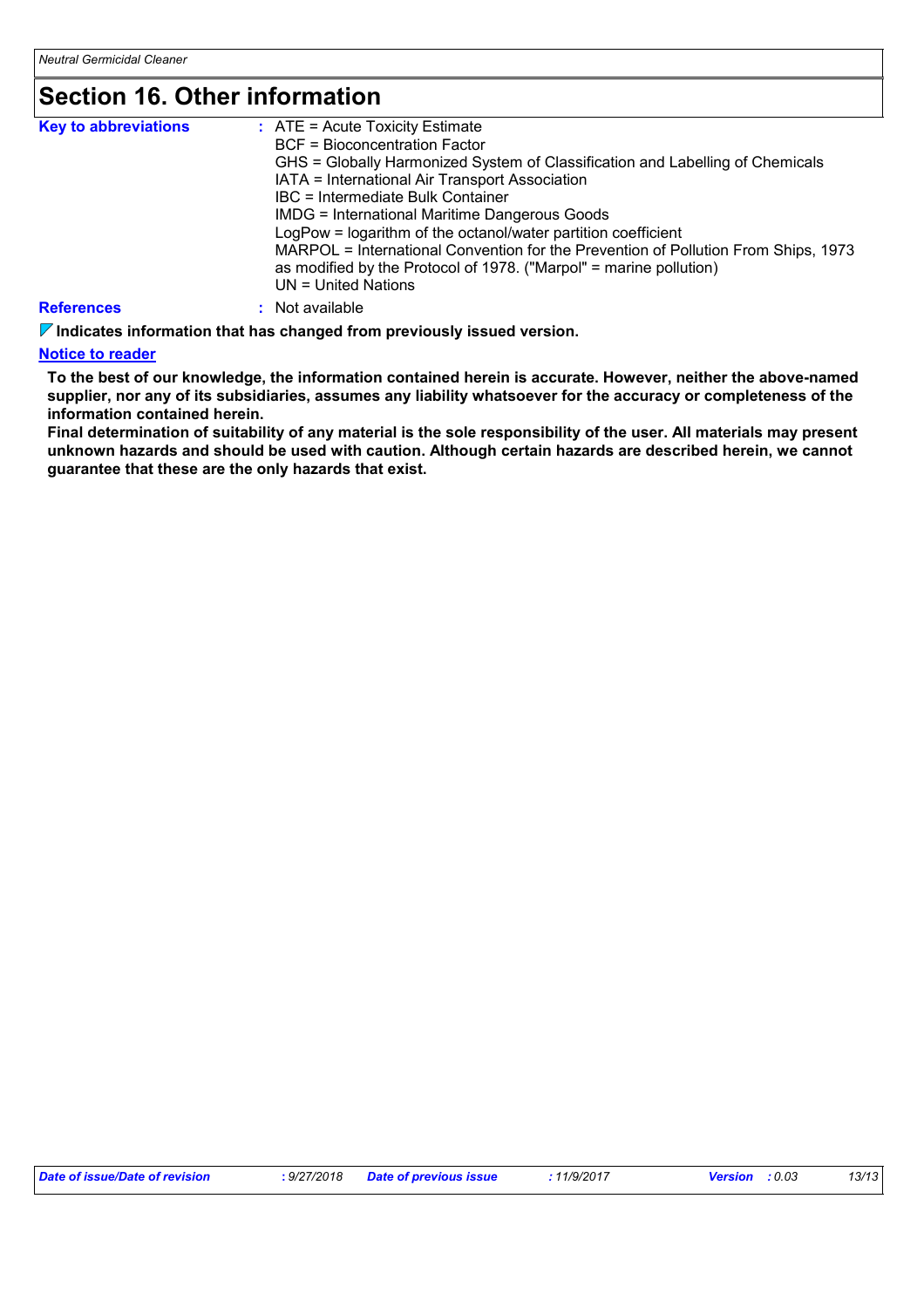## Section 16. Other information

**Key to abbreviations** : ATE = Acute Toxicity Estimate
BCF = Bioconcentration Factor
GHS = Globally Harmonized System of Classification and Labelling of Chemicals
IATA = International Air Transport Association
IBC = Intermediate Bulk Container
IMDG = International Maritime Dangerous Goods
LogPow = logarithm of the octanol/water partition coefficient
MARPOL = International Convention for the Prevention of Pollution From Ships, 1973 as modified by the Protocol of 1978. ("Marpol" = marine pollution)
UN = United Nations

**References** : Not available

**Indicates information that has changed from previously issued version.**

**Notice to reader**

**To the best of our knowledge, the information contained herein is accurate. However, neither the above-named supplier, nor any of its subsidiaries, assumes any liability whatsoever for the accuracy or completeness of the information contained herein.**

**Final determination of suitability of any material is the sole responsibility of the user. All materials may present unknown hazards and should be used with caution. Although certain hazards are described herein, we cannot guarantee that these are the only hazards that exist.**